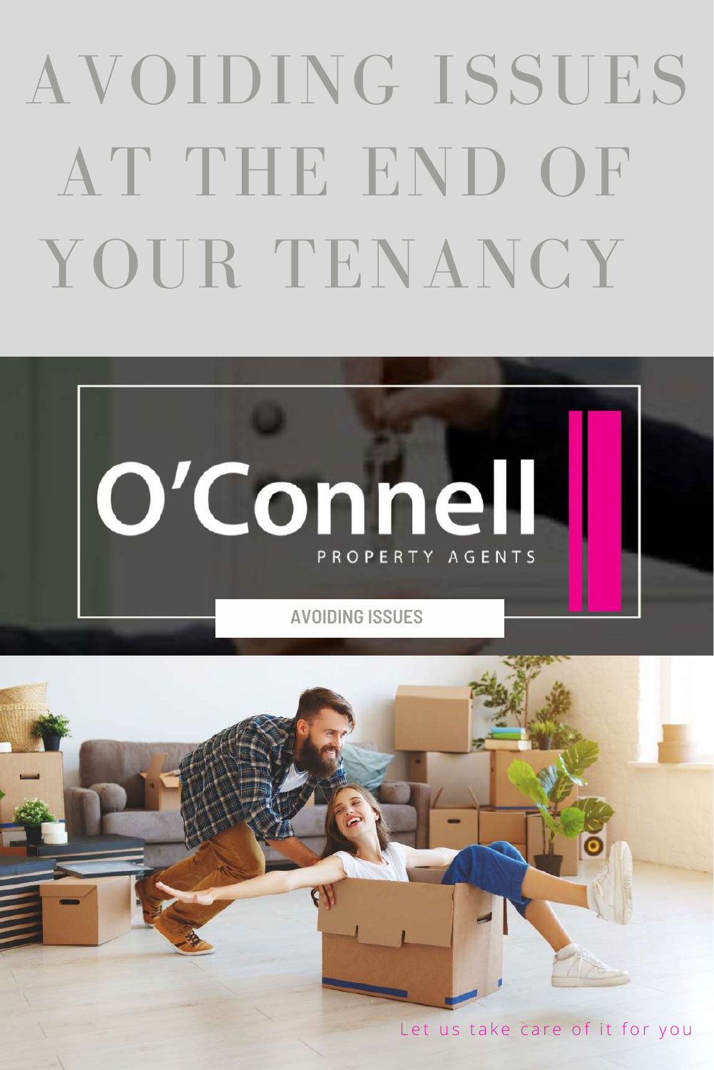# AVOIDING ISSUES AT THE END OF YOUR TENANCY

O'Connell

PROPERTY AGENTS

AVOIDING ISSUES

Let us take care of it for you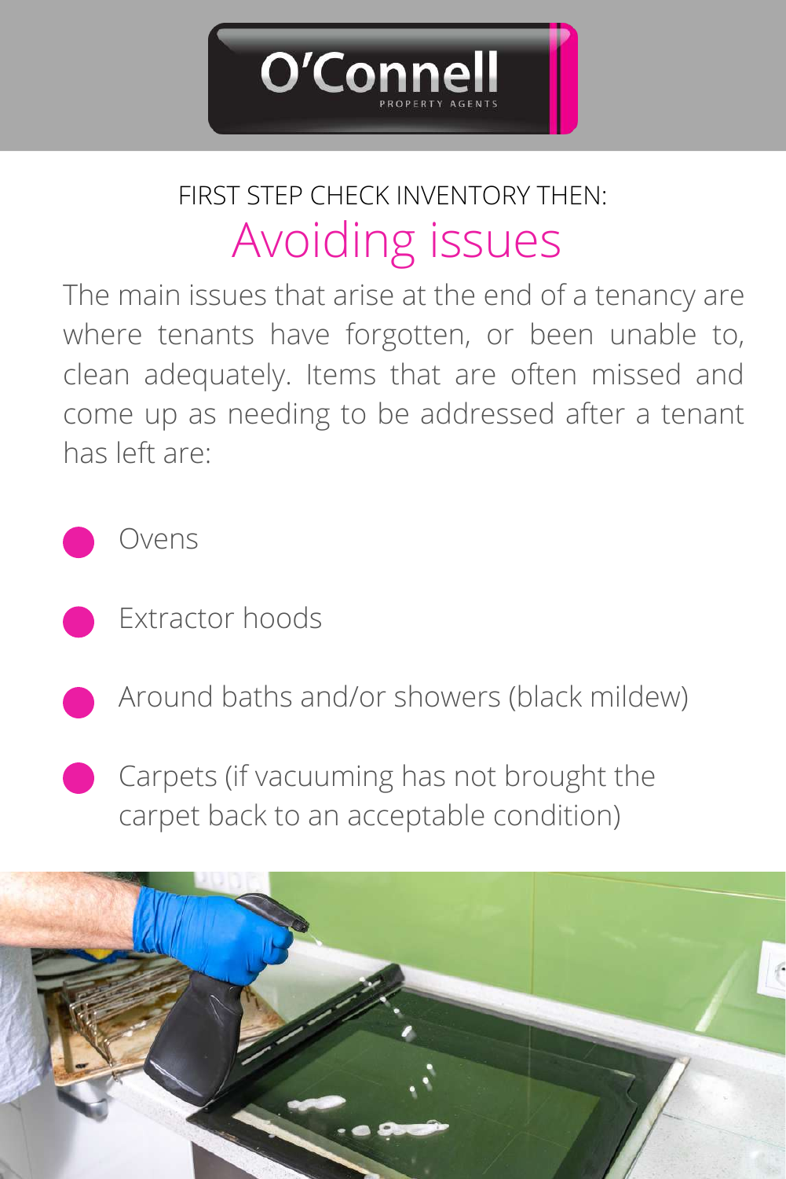O'Connell
PROPERTY AGENTS

FIRST STEP CHECK INVENTORY THEN:

# Avoiding issues

The main issues that arise at the end of a tenancy are where tenants have forgotten, or been unable to, clean adequately. Items that are often missed and come up as needing to be addressed after a tenant has left are:

- Ovens
- Extractor hoods
- Around baths and/or showers (black mildew)
- Carpets (if vacuuming has not brought the carpet back to an acceptable condition)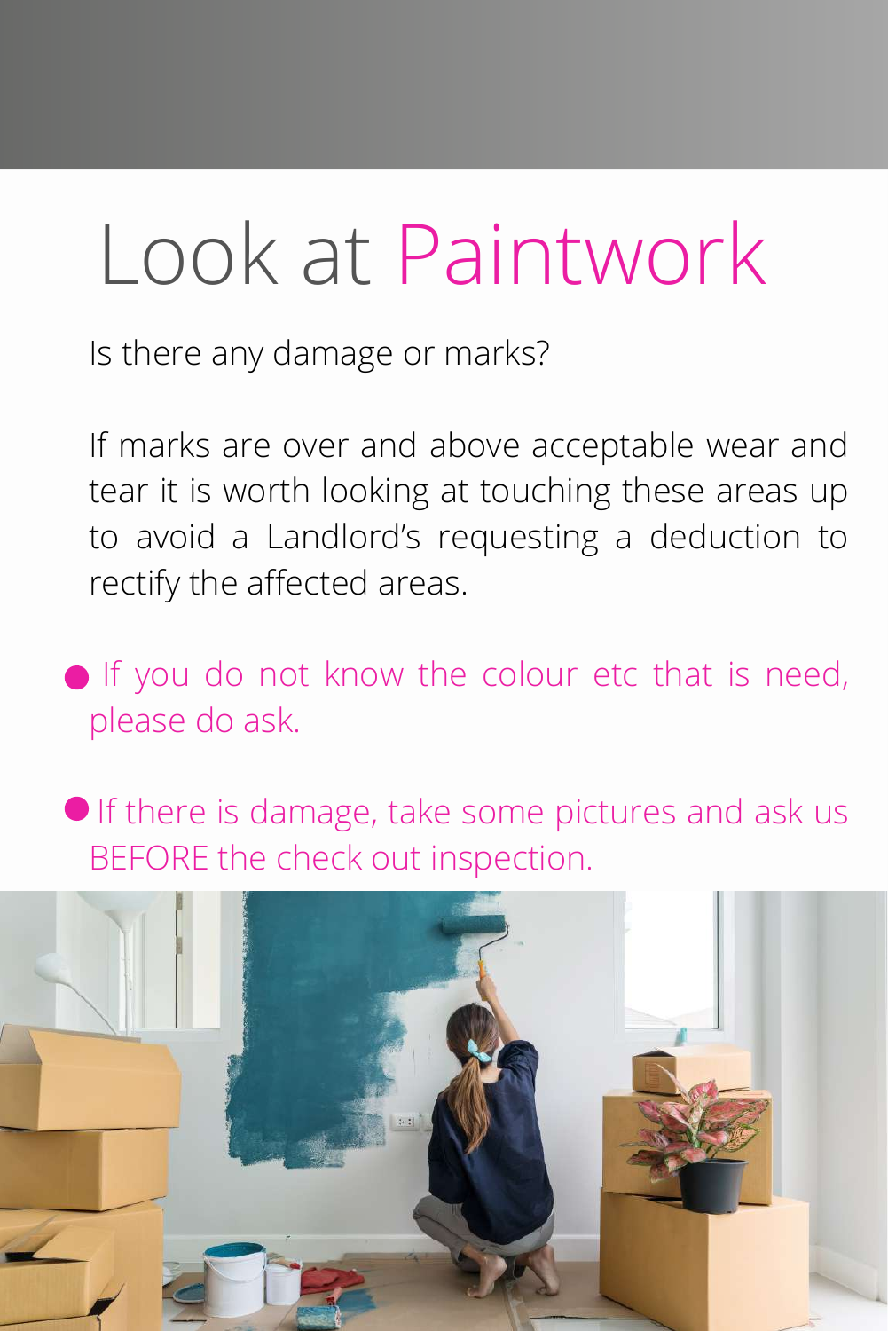# Look at Paintwork

Is there any damage or marks?

If marks are over and above acceptable wear and tear it is worth looking at touching these areas up to avoid a Landlord's requesting a deduction to rectify the affected areas.

- If you do not know the colour etc that is need, please do ask.
- If there is damage, take some pictures and ask us BEFORE the check out inspection.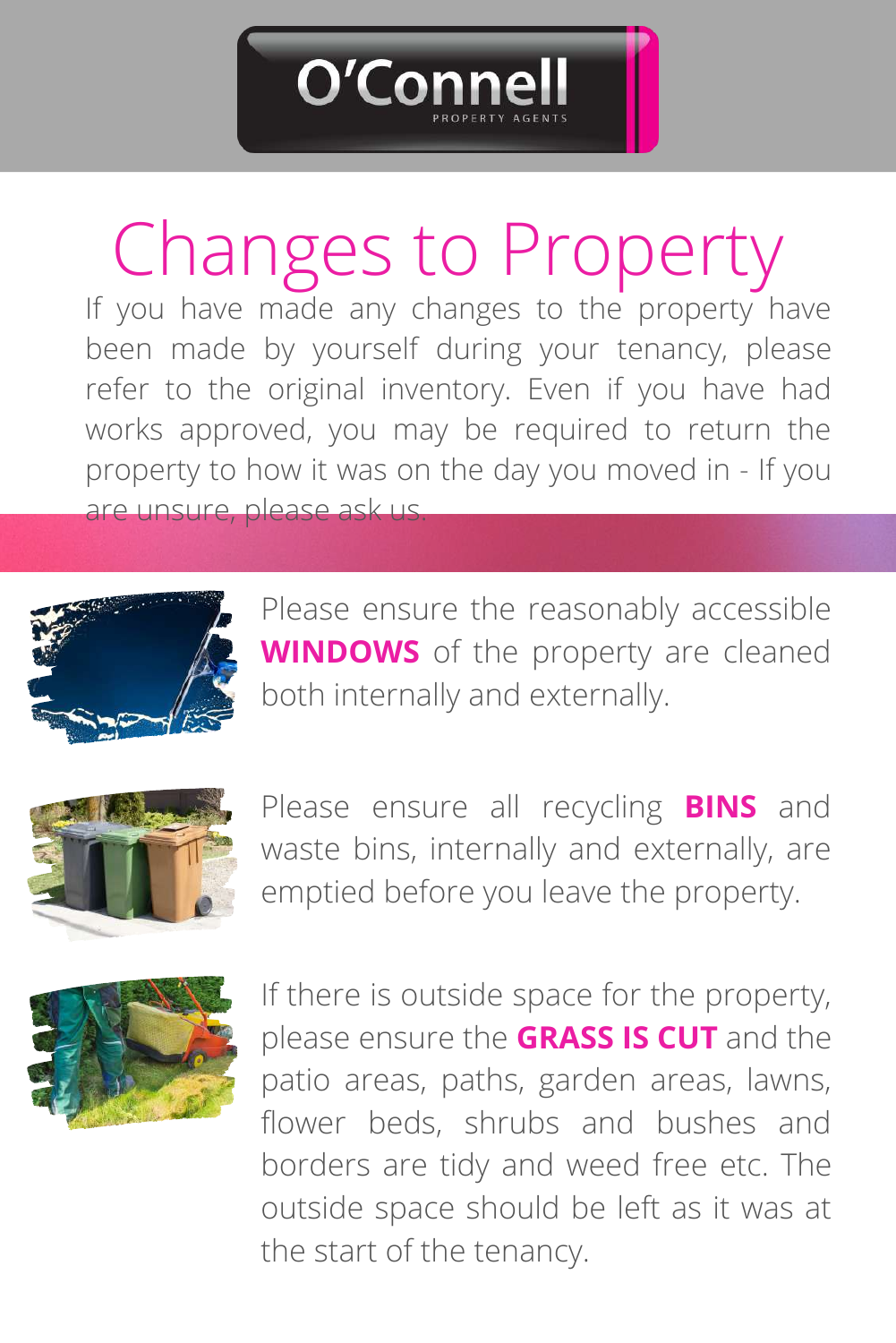O'Connell
PROPERTY AGENTS

# Changes to Property

If you have made any changes to the property have been made by yourself during your tenancy, please refer to the original inventory. Even if you have had works approved, you may be required to return the property to how it was on the day you moved in - If you are unsure, please ask us.

Please ensure the reasonably accessible **WINDOWS** of the property are cleaned both internally and externally.

Please ensure all recycling **BINS** and waste bins, internally and externally, are emptied before you leave the property.

If there is outside space for the property, please ensure the **GRASS IS CUT** and the patio areas, paths, garden areas, lawns, flower beds, shrubs and bushes and borders are tidy and weed free etc. The outside space should be left as it was at the start of the tenancy.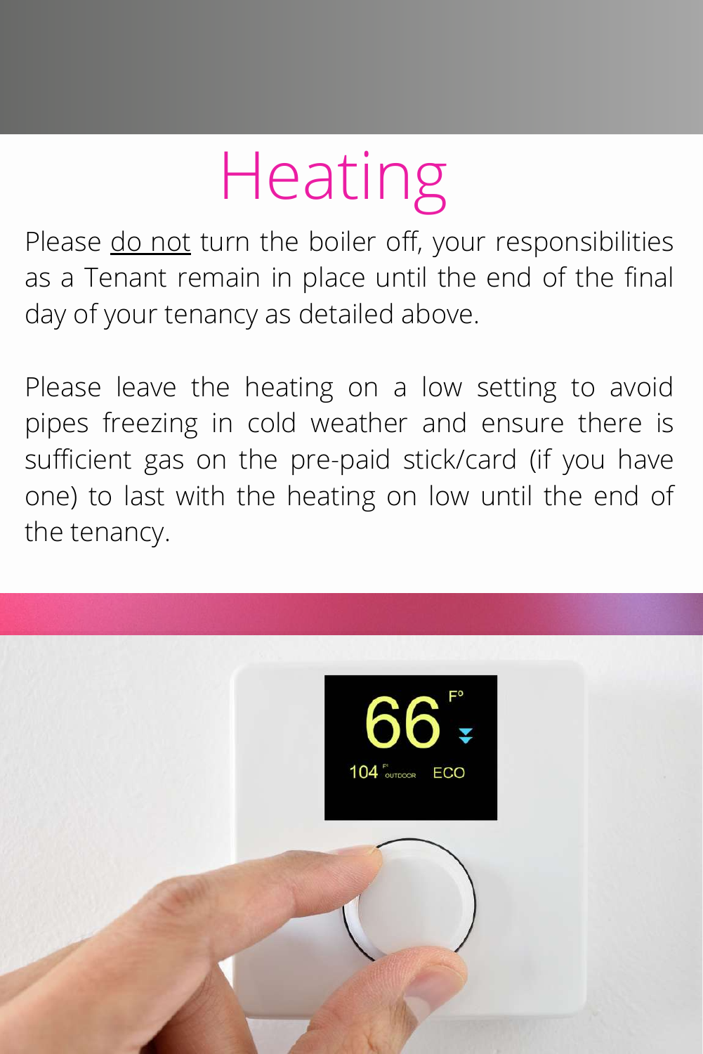# Heating

Please <u>do not</u> turn the boiler off, your responsibilities as a Tenant remain in place until the end of the final day of your tenancy as detailed above.

Please leave the heating on a low setting to avoid pipes freezing in cold weather and ensure there is sufficient gas on the pre-paid stick/card (if you have one) to last with the heating on low until the end of the tenancy.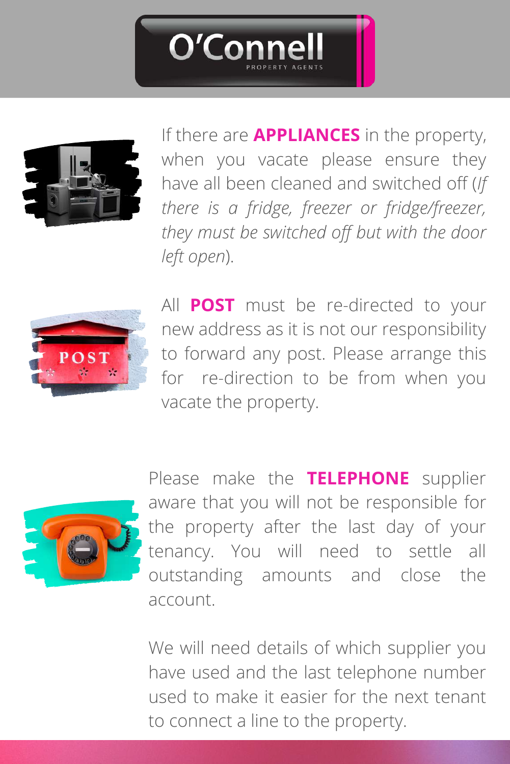If there are **APPLIANCES** in the property, when you vacate please ensure they have all been cleaned and switched off (*If there is a fridge, freezer or fridge/freezer, they must be switched off but with the door left open*).

All **POST** must be re-directed to your new address as it is not our responsibility to forward any post. Please arrange this for re-direction to be from when you vacate the property.

Please make the **TELEPHONE** supplier aware that you will not be responsible for the property after the last day of your tenancy. You will need to settle all outstanding amounts and close the account.

We will need details of which supplier you have used and the last telephone number used to make it easier for the next tenant to connect a line to the property.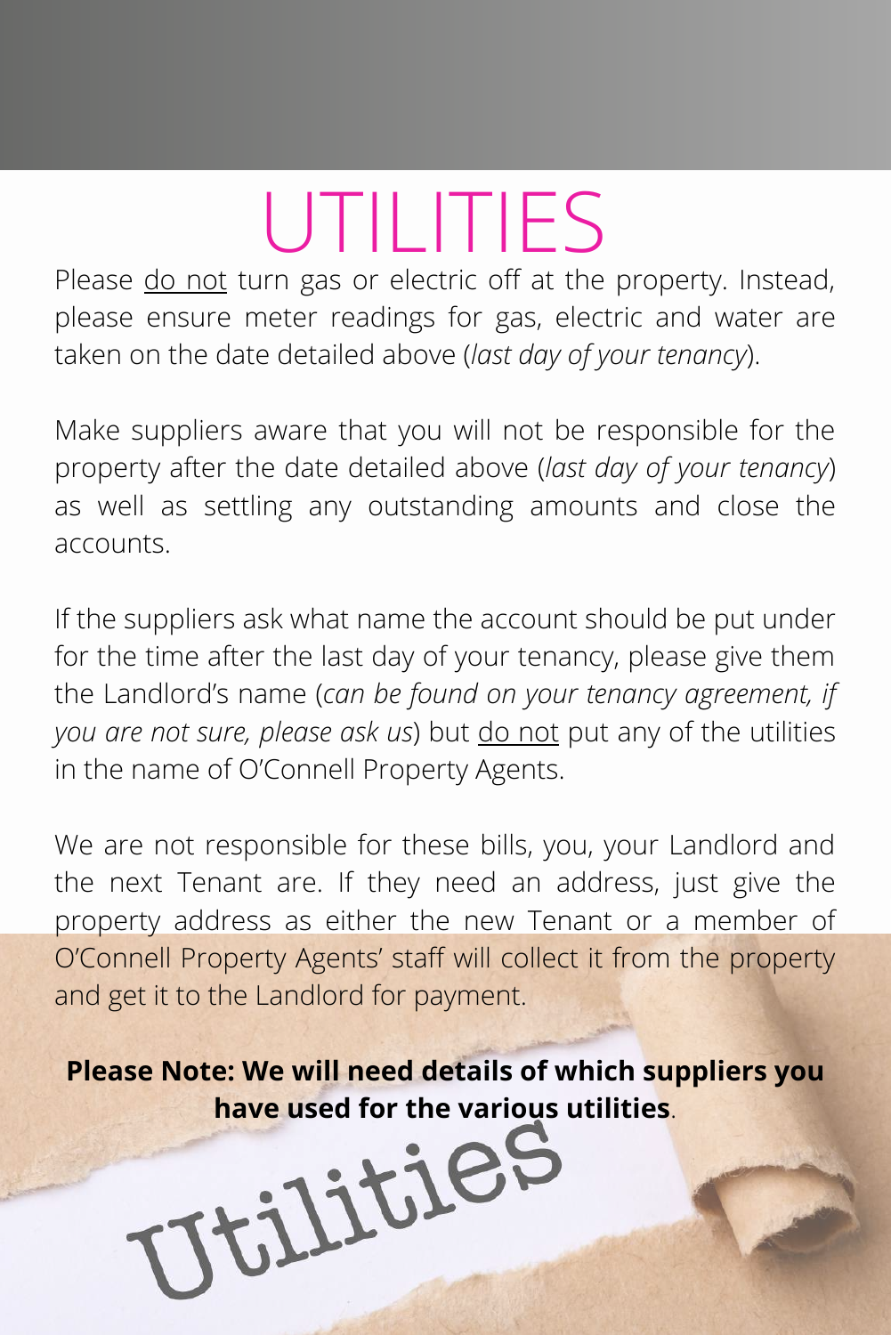# UTILITIES

Please do not turn gas or electric off at the property. Instead, please ensure meter readings for gas, electric and water are taken on the date detailed above (*last day of your tenancy*).

Make suppliers aware that you will not be responsible for the property after the date detailed above (*last day of your tenancy*) as well as settling any outstanding amounts and close the accounts.

If the suppliers ask what name the account should be put under for the time after the last day of your tenancy, please give them the Landlord's name (*can be found on your tenancy agreement, if you are not sure, please ask us*) but do not put any of the utilities in the name of O'Connell Property Agents.

We are not responsible for these bills, you, your Landlord and the next Tenant are. If they need an address, just give the property address as either the new Tenant or a member of O'Connell Property Agents' staff will collect it from the property and get it to the Landlord for payment.

**Please Note: We will need details of which suppliers you have used for the various utilities**.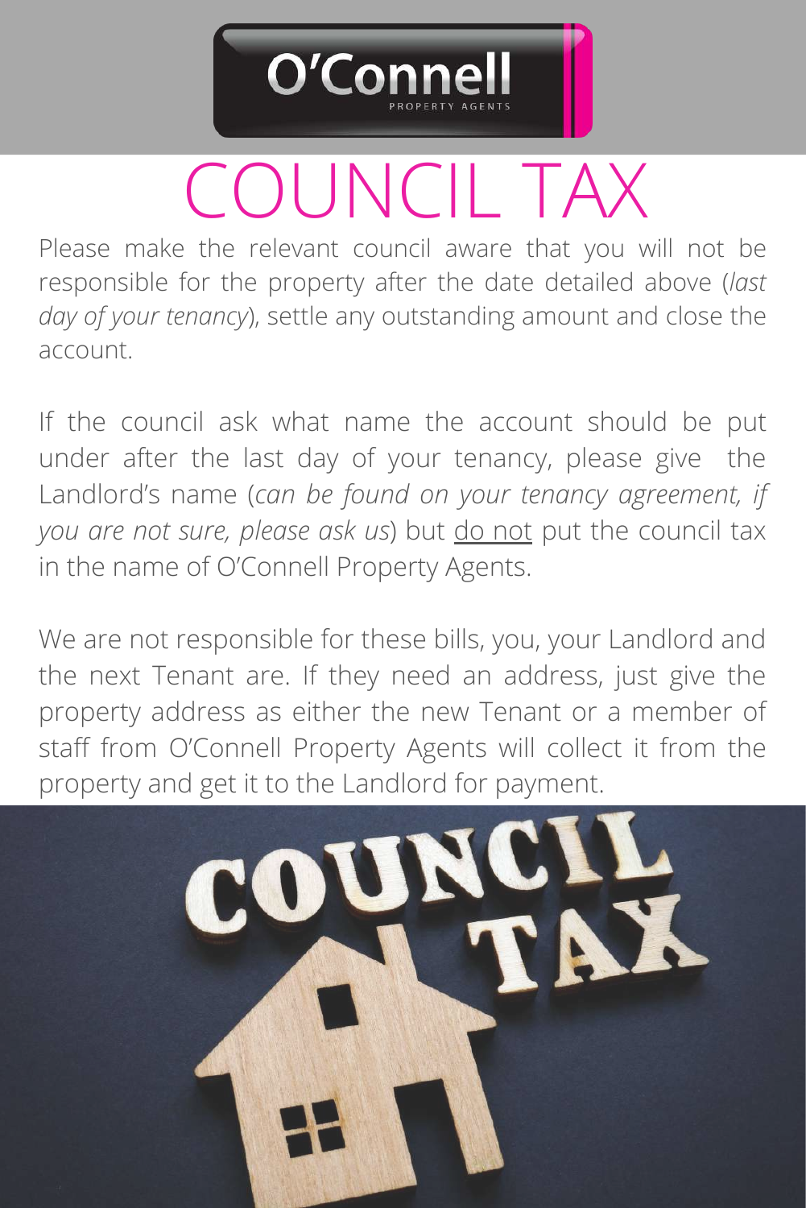# COUNCIL TAX

Please make the relevant council aware that you will not be responsible for the property after the date detailed above (*last day of your tenancy*), settle any outstanding amount and close the account.

If the council ask what name the account should be put under after the last day of your tenancy, please give the Landlord's name (*can be found on your tenancy agreement, if you are not sure, please ask us*) but <u>do not</u> put the council tax in the name of O'Connell Property Agents.

We are not responsible for these bills, you, your Landlord and the next Tenant are. If they need an address, just give the property address as either the new Tenant or a member of staff from O'Connell Property Agents will collect it from the property and get it to the Landlord for payment.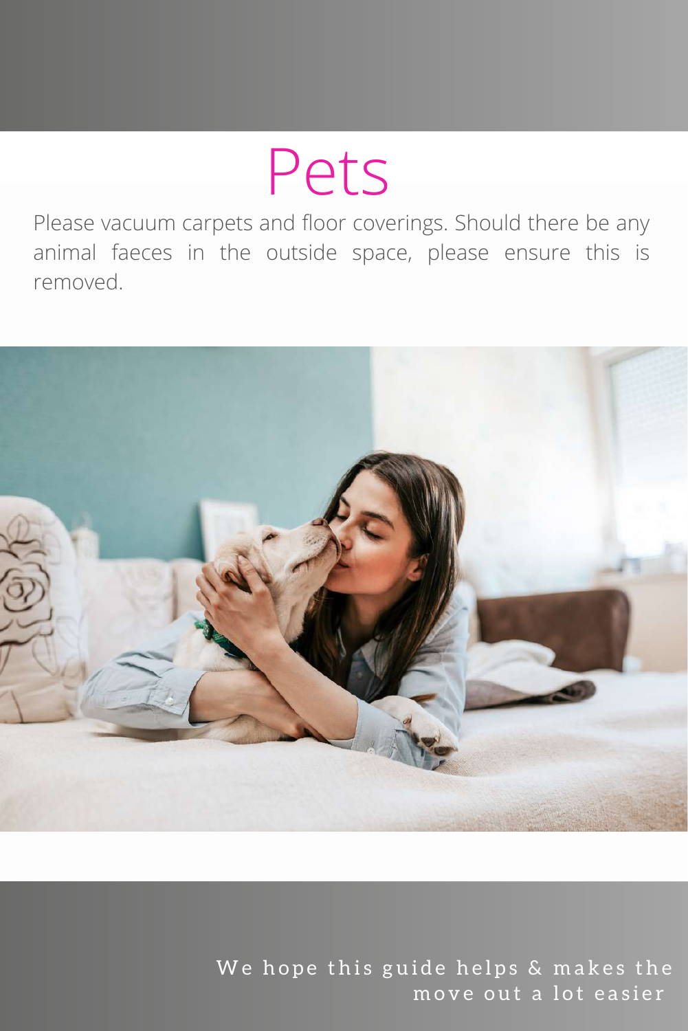# Pets

Please vacuum carpets and floor coverings. Should there be any animal faeces in the outside space, please ensure this is removed.

We hope this guide helps & makes the move out a lot easier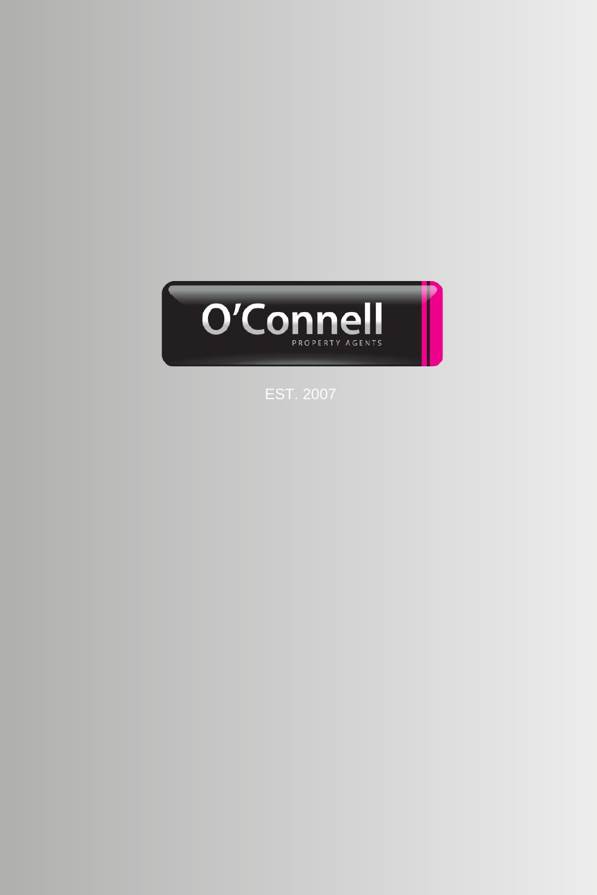O'Connell

PROPERTY AGENTS

EST. 2007